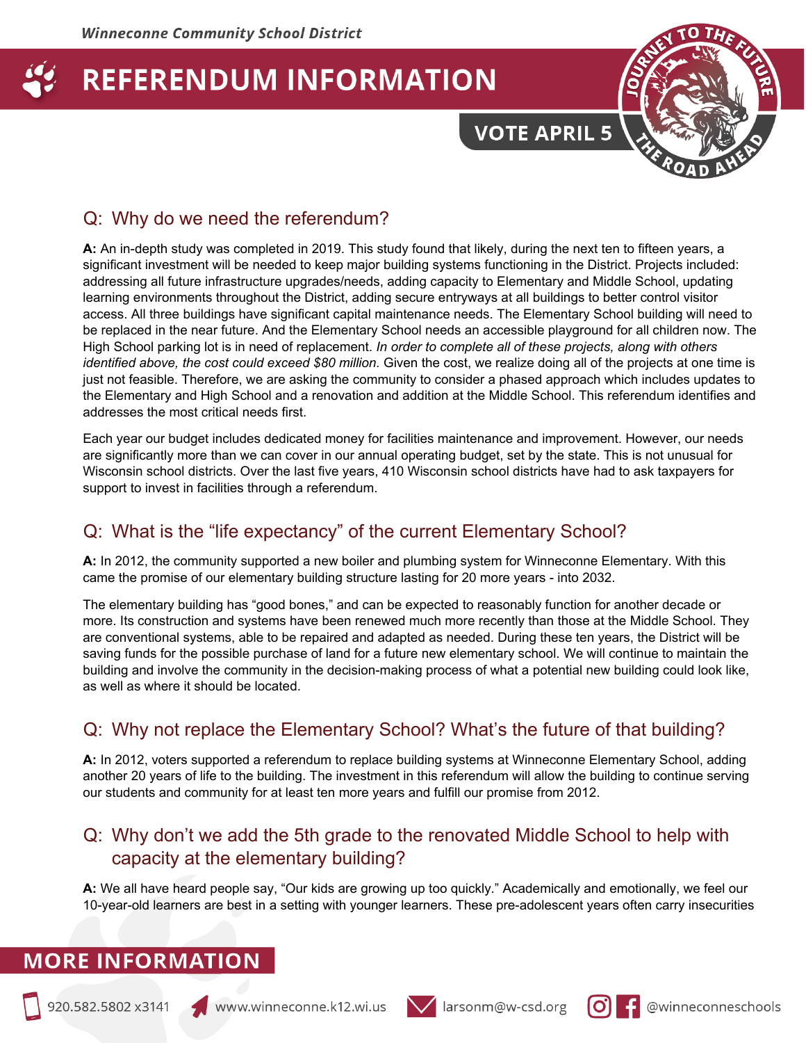Winneconne Community School District

# REFERENDUM INFORMATION

VOTE APRIL 5

JOURNEY TO THE FUTURE — THE ROAD AHEAD

## Q: Why do we need the referendum?

**A:** An in-depth study was completed in 2019. This study found that likely, during the next ten to fifteen years, a significant investment will be needed to keep major building systems functioning in the District. Projects included: addressing all future infrastructure upgrades/needs, adding capacity to Elementary and Middle School, updating learning environments throughout the District, adding secure entryways at all buildings to better control visitor access. All three buildings have significant capital maintenance needs. The Elementary School building will need to be replaced in the near future. And the Elementary School needs an accessible playground for all children now. The High School parking lot is in need of replacement. *In order to complete all of these projects, along with others identified above, the cost could exceed $80 million.* Given the cost, we realize doing all of the projects at one time is just not feasible. Therefore, we are asking the community to consider a phased approach which includes updates to the Elementary and High School and a renovation and addition at the Middle School. This referendum identifies and addresses the most critical needs first.

Each year our budget includes dedicated money for facilities maintenance and improvement. However, our needs are significantly more than we can cover in our annual operating budget, set by the state. This is not unusual for Wisconsin school districts. Over the last five years, 410 Wisconsin school districts have had to ask taxpayers for support to invest in facilities through a referendum.

## Q: What is the "life expectancy" of the current Elementary School?

**A:** In 2012, the community supported a new boiler and plumbing system for Winneconne Elementary. With this came the promise of our elementary building structure lasting for 20 more years - into 2032.

The elementary building has "good bones," and can be expected to reasonably function for another decade or more. Its construction and systems have been renewed much more recently than those at the Middle School. They are conventional systems, able to be repaired and adapted as needed. During these ten years, the District will be saving funds for the possible purchase of land for a future new elementary school. We will continue to maintain the building and involve the community in the decision-making process of what a potential new building could look like, as well as where it should be located.

## Q: Why not replace the Elementary School? What's the future of that building?

**A:** In 2012, voters supported a referendum to replace building systems at Winneconne Elementary School, adding another 20 years of life to the building. The investment in this referendum will allow the building to continue serving our students and community for at least ten more years and fulfill our promise from 2012.

## Q: Why don't we add the 5th grade to the renovated Middle School to help with capacity at the elementary building?

**A:** We all have heard people say, "Our kids are growing up too quickly." Academically and emotionally, we feel our 10-year-old learners are best in a setting with younger learners. These pre-adolescent years often carry insecurities

## MORE INFORMATION

920.582.5802 x3141 | www.winneconne.k12.wi.us | larsonm@w-csd.org | @winneconneschools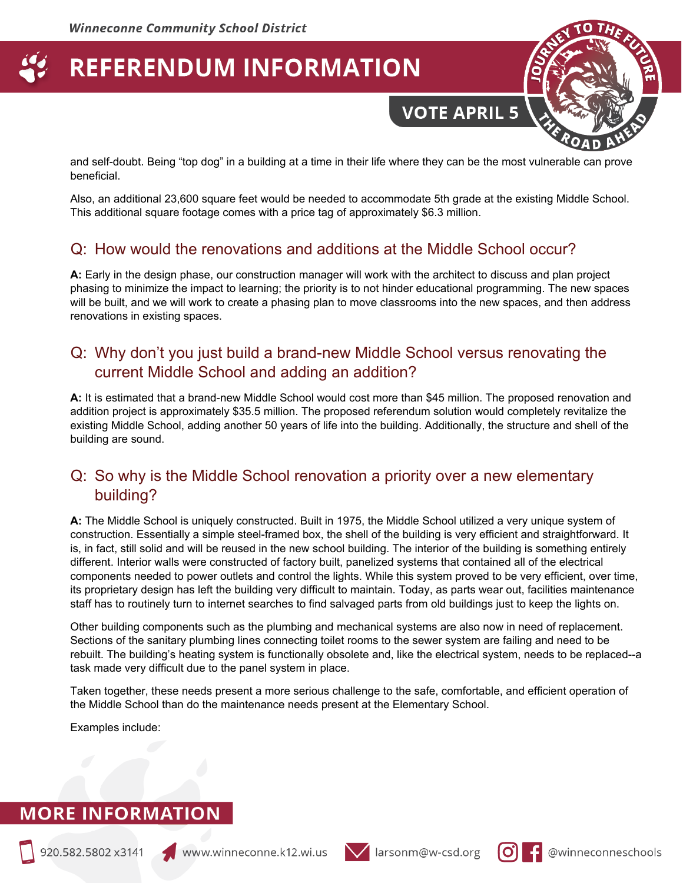and self-doubt. Being "top dog" in a building at a time in their life where they can be the most vulnerable can prove beneficial.

Also, an additional 23,600 square feet would be needed to accommodate 5th grade at the existing Middle School. This additional square footage comes with a price tag of approximately $6.3 million.

## Q: How would the renovations and additions at the Middle School occur?

**A:** Early in the design phase, our construction manager will work with the architect to discuss and plan project phasing to minimize the impact to learning; the priority is to not hinder educational programming. The new spaces will be built, and we will work to create a phasing plan to move classrooms into the new spaces, and then address renovations in existing spaces.

## Q: Why don't you just build a brand-new Middle School versus renovating the current Middle School and adding an addition?

**A:** It is estimated that a brand-new Middle School would cost more than $45 million. The proposed renovation and addition project is approximately $35.5 million. The proposed referendum solution would completely revitalize the existing Middle School, adding another 50 years of life into the building. Additionally, the structure and shell of the building are sound.

## Q: So why is the Middle School renovation a priority over a new elementary building?

**A:** The Middle School is uniquely constructed. Built in 1975, the Middle School utilized a very unique system of construction. Essentially a simple steel-framed box, the shell of the building is very efficient and straightforward. It is, in fact, still solid and will be reused in the new school building. The interior of the building is something entirely different. Interior walls were constructed of factory built, panelized systems that contained all of the electrical components needed to power outlets and control the lights. While this system proved to be very efficient, over time, its proprietary design has left the building very difficult to maintain. Today, as parts wear out, facilities maintenance staff has to routinely turn to internet searches to find salvaged parts from old buildings just to keep the lights on.

Other building components such as the plumbing and mechanical systems are also now in need of replacement. Sections of the sanitary plumbing lines connecting toilet rooms to the sewer system are failing and need to be rebuilt. The building's heating system is functionally obsolete and, like the electrical system, needs to be replaced--a task made very difficult due to the panel system in place.

Taken together, these needs present a more serious challenge to the safe, comfortable, and efficient operation of the Middle School than do the maintenance needs present at the Elementary School.

Examples include: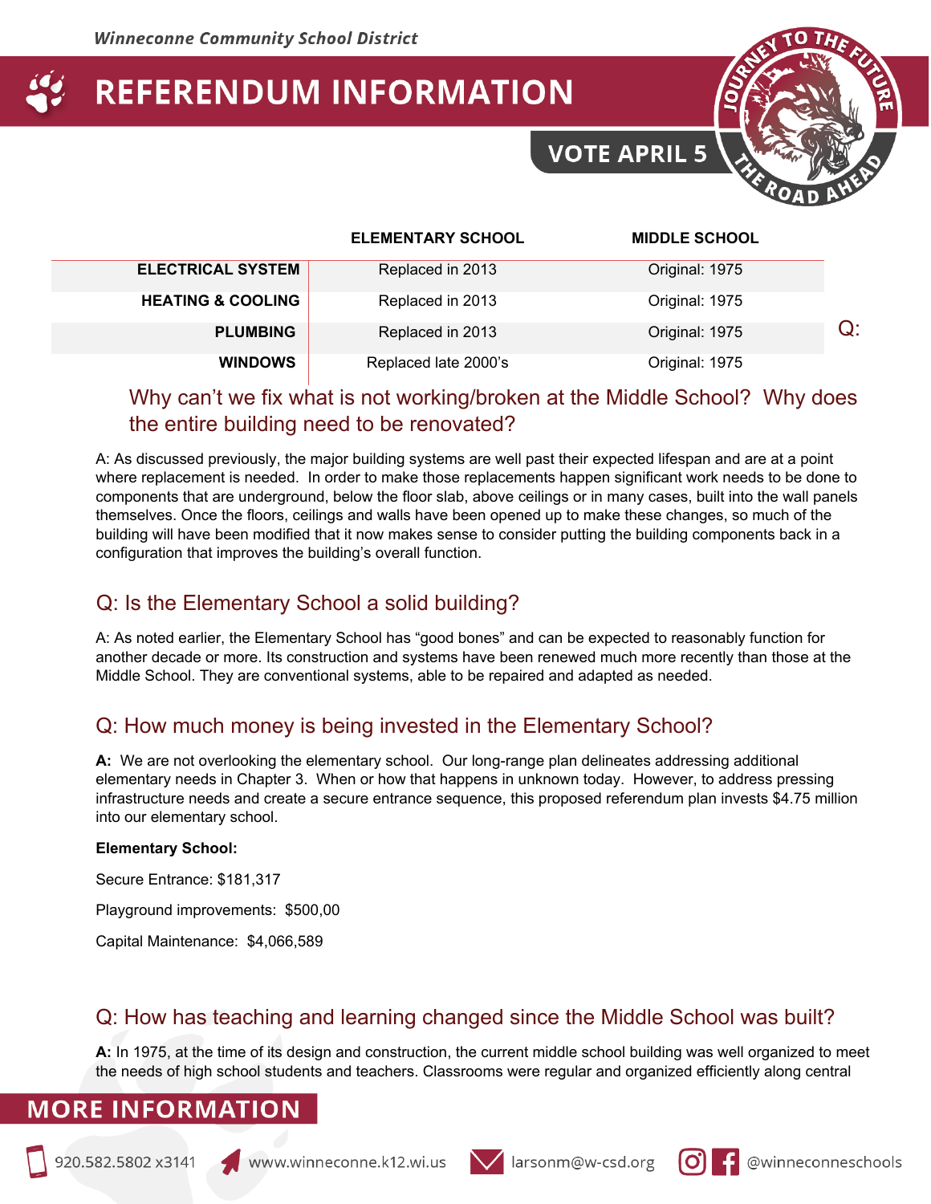| | ELEMENTARY SCHOOL | MIDDLE SCHOOL |
|---|---|---|
| ELECTRICAL SYSTEM | Replaced in 2013 | Original: 1975 |
| HEATING & COOLING | Replaced in 2013 | Original: 1975 |
| PLUMBING | Replaced in 2013 | Original: 1975 |
| WINDOWS | Replaced late 2000's | Original: 1975 |

## Q: Why can't we fix what is not working/broken at the Middle School? Why does the entire building need to be renovated?

A: As discussed previously, the major building systems are well past their expected lifespan and are at a point where replacement is needed. In order to make those replacements happen significant work needs to be done to components that are underground, below the floor slab, above ceilings or in many cases, built into the wall panels themselves. Once the floors, ceilings and walls have been opened up to make these changes, so much of the building will have been modified that it now makes sense to consider putting the building components back in a configuration that improves the building's overall function.

## Q: Is the Elementary School a solid building?

A: As noted earlier, the Elementary School has "good bones" and can be expected to reasonably function for another decade or more. Its construction and systems have been renewed much more recently than those at the Middle School. They are conventional systems, able to be repaired and adapted as needed.

## Q: How much money is being invested in the Elementary School?

**A:** We are not overlooking the elementary school. Our long-range plan delineates addressing additional elementary needs in Chapter 3. When or how that happens in unknown today. However, to address pressing infrastructure needs and create a secure entrance sequence, this proposed referendum plan invests $4.75 million into our elementary school.

**Elementary School:**

Secure Entrance: $181,317

Playground improvements: $500,00

Capital Maintenance: $4,066,589

## Q: How has teaching and learning changed since the Middle School was built?

**A:** In 1975, at the time of its design and construction, the current middle school building was well organized to meet the needs of high school students and teachers. Classrooms were regular and organized efficiently along central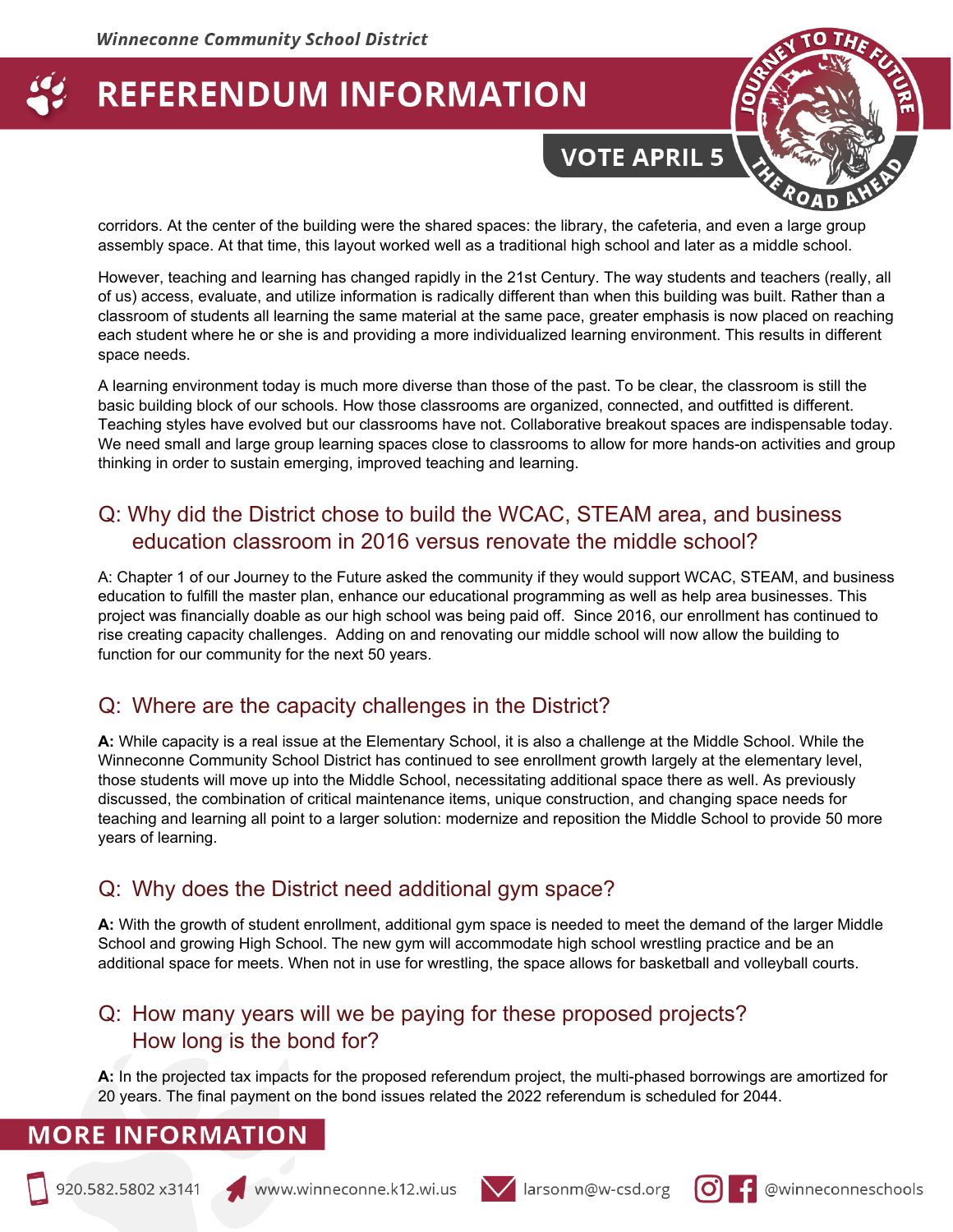corridors. At the center of the building were the shared spaces: the library, the cafeteria, and even a large group assembly space. At that time, this layout worked well as a traditional high school and later as a middle school.

However, teaching and learning has changed rapidly in the 21st Century. The way students and teachers (really, all of us) access, evaluate, and utilize information is radically different than when this building was built. Rather than a classroom of students all learning the same material at the same pace, greater emphasis is now placed on reaching each student where he or she is and providing a more individualized learning environment. This results in different space needs.

A learning environment today is much more diverse than those of the past. To be clear, the classroom is still the basic building block of our schools. How those classrooms are organized, connected, and outfitted is different. Teaching styles have evolved but our classrooms have not. Collaborative breakout spaces are indispensable today. We need small and large group learning spaces close to classrooms to allow for more hands-on activities and group thinking in order to sustain emerging, improved teaching and learning.

## Q: Why did the District chose to build the WCAC, STEAM area, and business education classroom in 2016 versus renovate the middle school?

A: Chapter 1 of our Journey to the Future asked the community if they would support WCAC, STEAM, and business education to fulfill the master plan, enhance our educational programming as well as help area businesses. This project was financially doable as our high school was being paid off. Since 2016, our enrollment has continued to rise creating capacity challenges. Adding on and renovating our middle school will now allow the building to function for our community for the next 50 years.

## Q: Where are the capacity challenges in the District?

**A:** While capacity is a real issue at the Elementary School, it is also a challenge at the Middle School. While the Winneconne Community School District has continued to see enrollment growth largely at the elementary level, those students will move up into the Middle School, necessitating additional space there as well. As previously discussed, the combination of critical maintenance items, unique construction, and changing space needs for teaching and learning all point to a larger solution: modernize and reposition the Middle School to provide 50 more years of learning.

## Q: Why does the District need additional gym space?

**A:** With the growth of student enrollment, additional gym space is needed to meet the demand of the larger Middle School and growing High School. The new gym will accommodate high school wrestling practice and be an additional space for meets. When not in use for wrestling, the space allows for basketball and volleyball courts.

## Q: How many years will we be paying for these proposed projects? How long is the bond for?

**A:** In the projected tax impacts for the proposed referendum project, the multi-phased borrowings are amortized for 20 years. The final payment on the bond issues related the 2022 referendum is scheduled for 2044.

## MORE INFORMATION

920.582.5802 x3141 | www.winneconne.k12.wi.us | larsonm@w-csd.org | @winneconneschools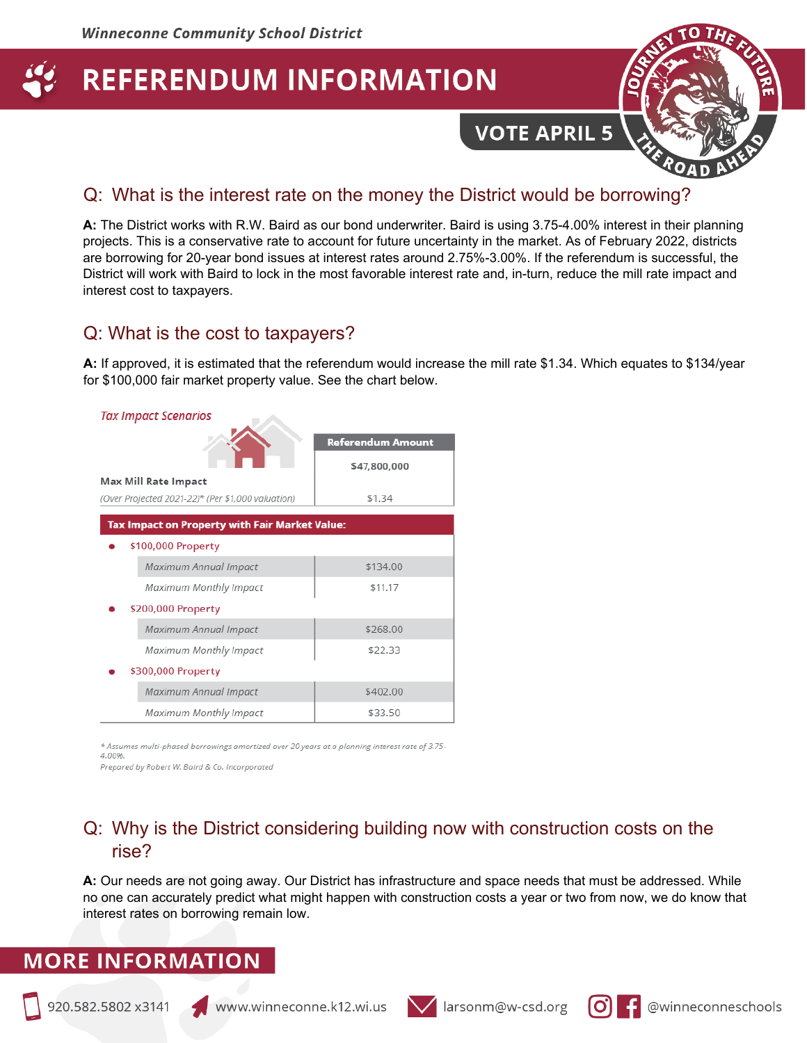Winneconne Community School District

# REFERENDUM INFORMATION

VOTE APRIL 5

## Q: What is the interest rate on the money the District would be borrowing?

**A:** The District works with R.W. Baird as our bond underwriter. Baird is using 3.75-4.00% interest in their planning projects. This is a conservative rate to account for future uncertainty in the market. As of February 2022, districts are borrowing for 20-year bond issues at interest rates around 2.75%-3.00%. If the referendum is successful, the District will work with Baird to lock in the most favorable interest rate and, in-turn, reduce the mill rate impact and interest cost to taxpayers.

## Q: What is the cost to taxpayers?

**A:** If approved, it is estimated that the referendum would increase the mill rate $1.34. Which equates to $134/year for $100,000 fair market property value. See the chart below.

*Tax Impact Scenarios*

| | Referendum Amount |
|---|---|
| | $47,800,000 |
| **Max Mill Rate Impact** *(Over Projected 2021-22)\* (Per $1,000 valuation)* | $1.34 |
| **Tax Impact on Property with Fair Market Value:** | |
| **$100,000 Property** | |
| *Maximum Annual Impact* | $134.00 |
| *Maximum Monthly Impact* | $11.17 |
| **$200,000 Property** | |
| *Maximum Annual Impact* | $268.00 |
| *Maximum Monthly Impact* | $22.33 |
| **$300,000 Property** | |
| *Maximum Annual Impact* | $402.00 |
| *Maximum Monthly Impact* | $33.50 |

*\* Assumes multi-phased borrowings amortized over 20 years at a planning interest rate of 3.75-4.00%.*
*Prepared by Robert W. Baird & Co. Incorporated*

## Q: Why is the District considering building now with construction costs on the rise?

**A:** Our needs are not going away. Our District has infrastructure and space needs that must be addressed. While no one can accurately predict what might happen with construction costs a year or two from now, we do know that interest rates on borrowing remain low.

## MORE INFORMATION

920.582.5802 x3141 | www.winneconne.k12.wi.us | larsonm@w-csd.org | @winneconneschools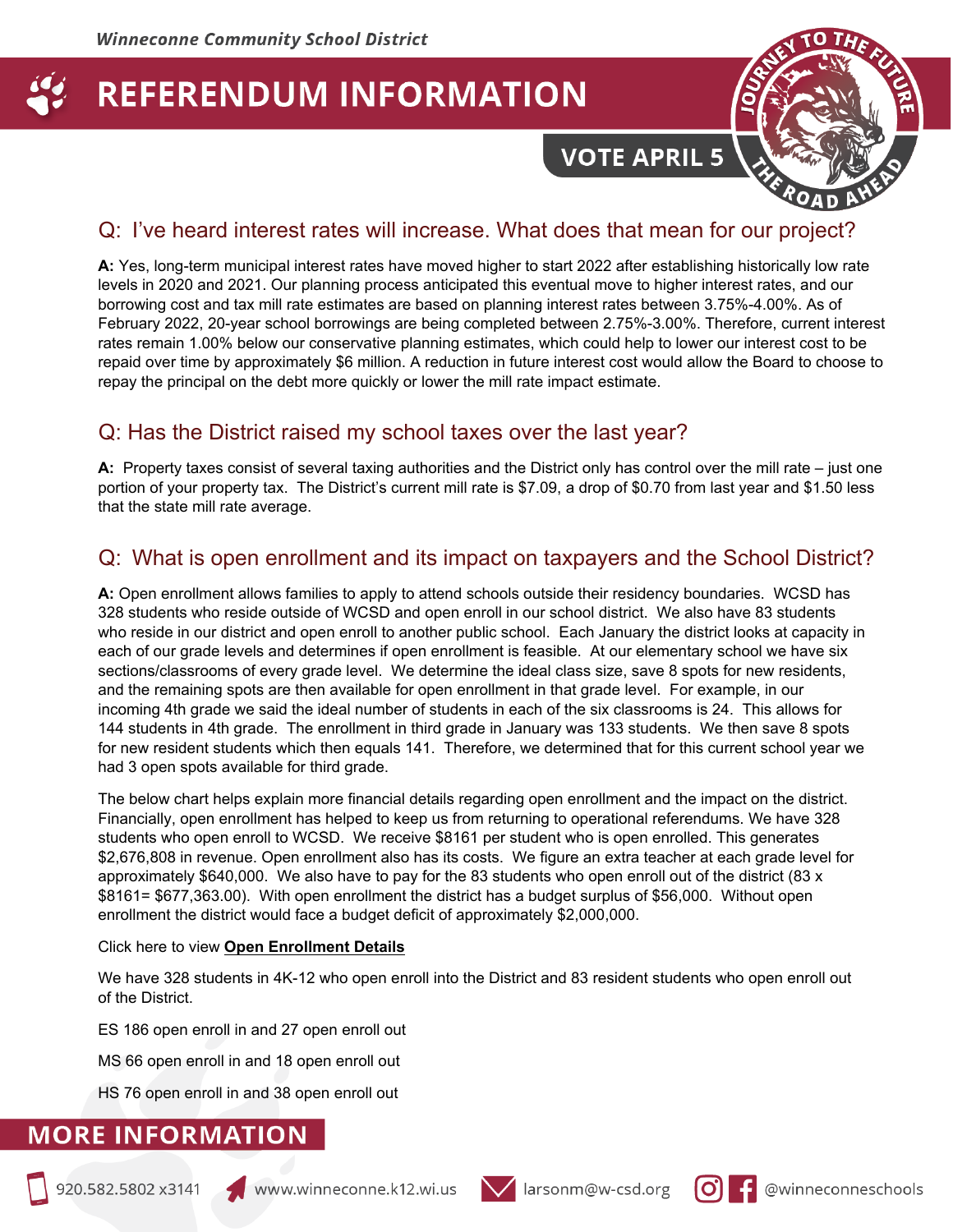*Winneconne Community School District*

# REFERENDUM INFORMATION

**VOTE APRIL 5**

## Q: I've heard interest rates will increase. What does that mean for our project?

**A:** Yes, long-term municipal interest rates have moved higher to start 2022 after establishing historically low rate levels in 2020 and 2021. Our planning process anticipated this eventual move to higher interest rates, and our borrowing cost and tax mill rate estimates are based on planning interest rates between 3.75%-4.00%. As of February 2022, 20-year school borrowings are being completed between 2.75%-3.00%. Therefore, current interest rates remain 1.00% below our conservative planning estimates, which could help to lower our interest cost to be repaid over time by approximately $6 million. A reduction in future interest cost would allow the Board to choose to repay the principal on the debt more quickly or lower the mill rate impact estimate.

## Q: Has the District raised my school taxes over the last year?

**A:** Property taxes consist of several taxing authorities and the District only has control over the mill rate – just one portion of your property tax. The District's current mill rate is $7.09, a drop of $0.70 from last year and $1.50 less that the state mill rate average.

## Q: What is open enrollment and its impact on taxpayers and the School District?

**A:** Open enrollment allows families to apply to attend schools outside their residency boundaries. WCSD has 328 students who reside outside of WCSD and open enroll in our school district. We also have 83 students who reside in our district and open enroll to another public school. Each January the district looks at capacity in each of our grade levels and determines if open enrollment is feasible. At our elementary school we have six sections/classrooms of every grade level. We determine the ideal class size, save 8 spots for new residents, and the remaining spots are then available for open enrollment in that grade level. For example, in our incoming 4th grade we said the ideal number of students in each of the six classrooms is 24. This allows for 144 students in 4th grade. The enrollment in third grade in January was 133 students. We then save 8 spots for new resident students which then equals 141. Therefore, we determined that for this current school year we had 3 open spots available for third grade.

The below chart helps explain more financial details regarding open enrollment and the impact on the district. Financially, open enrollment has helped to keep us from returning to operational referendums. We have 328 students who open enroll to WCSD. We receive $8161 per student who is open enrolled. This generates $2,676,808 in revenue. Open enrollment also has its costs. We figure an extra teacher at each grade level for approximately $640,000. We also have to pay for the 83 students who open enroll out of the district (83 x $8161= $677,363.00). With open enrollment the district has a budget surplus of $56,000. Without open enrollment the district would face a budget deficit of approximately $2,000,000.

Click here to view **Open Enrollment Details**

We have 328 students in 4K-12 who open enroll into the District and 83 resident students who open enroll out of the District.

ES 186 open enroll in and 27 open enroll out

MS 66 open enroll in and 18 open enroll out

HS 76 open enroll in and 38 open enroll out

## MORE INFORMATION

920.582.5802 x3141 | www.winneconne.k12.wi.us | larsonm@w-csd.org | @winneconneschools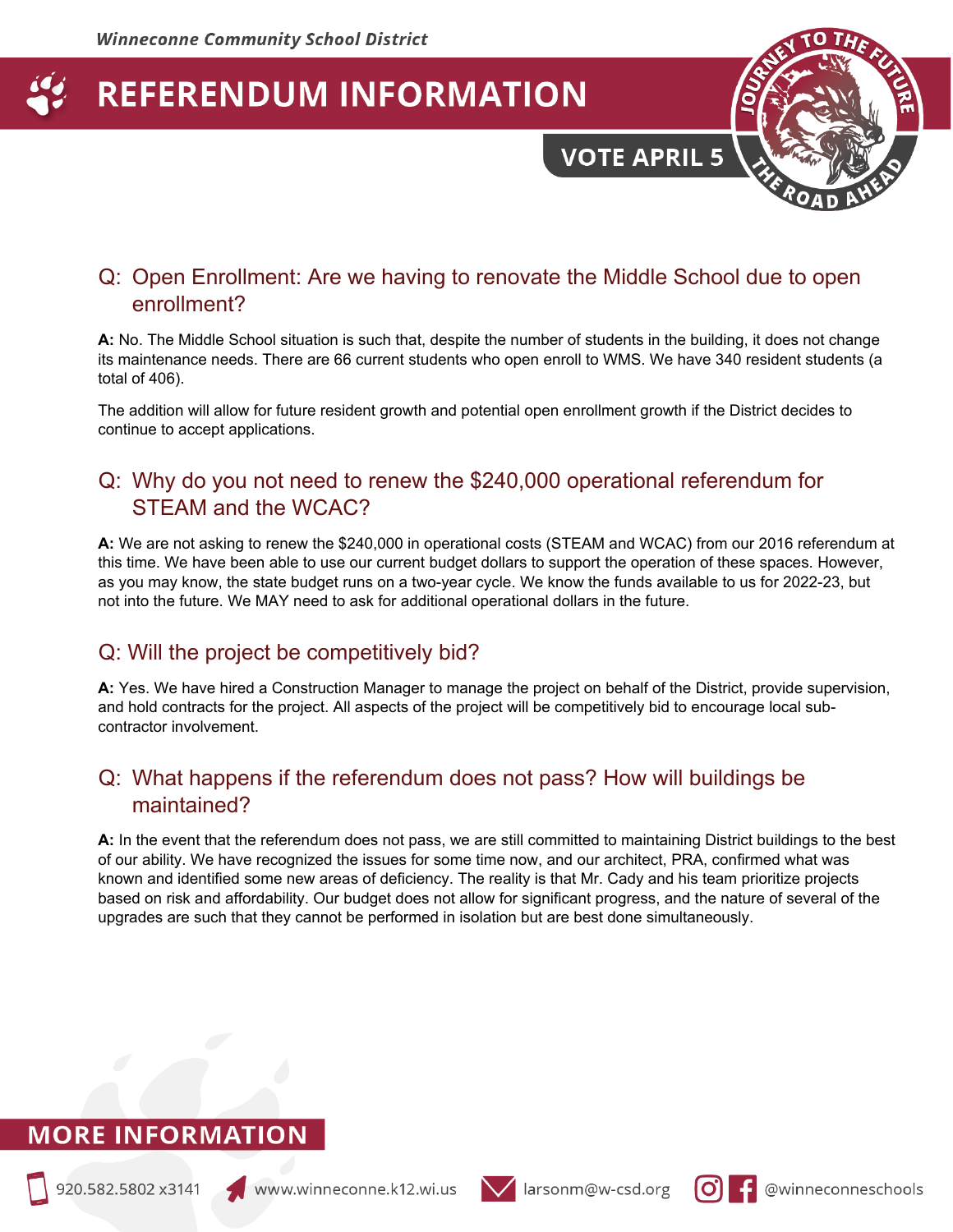*Winneconne Community School District*

# REFERENDUM INFORMATION

**VOTE APRIL 5**

JOURNEY TO THE FUTURE — THE ROAD AHEAD

## Q: Open Enrollment: Are we having to renovate the Middle School due to open enrollment?

**A:** No. The Middle School situation is such that, despite the number of students in the building, it does not change its maintenance needs. There are 66 current students who open enroll to WMS. We have 340 resident students (a total of 406).

The addition will allow for future resident growth and potential open enrollment growth if the District decides to continue to accept applications.

## Q: Why do you not need to renew the $240,000 operational referendum for STEAM and the WCAC?

**A:** We are not asking to renew the $240,000 in operational costs (STEAM and WCAC) from our 2016 referendum at this time. We have been able to use our current budget dollars to support the operation of these spaces. However, as you may know, the state budget runs on a two-year cycle. We know the funds available to us for 2022-23, but not into the future. We MAY need to ask for additional operational dollars in the future.

## Q: Will the project be competitively bid?

**A:** Yes. We have hired a Construction Manager to manage the project on behalf of the District, provide supervision, and hold contracts for the project. All aspects of the project will be competitively bid to encourage local sub-contractor involvement.

## Q: What happens if the referendum does not pass? How will buildings be maintained?

**A:** In the event that the referendum does not pass, we are still committed to maintaining District buildings to the best of our ability. We have recognized the issues for some time now, and our architect, PRA, confirmed what was known and identified some new areas of deficiency. The reality is that Mr. Cady and his team prioritize projects based on risk and affordability. Our budget does not allow for significant progress, and the nature of several of the upgrades are such that they cannot be performed in isolation but are best done simultaneously.

## MORE INFORMATION

920.582.5802 x3141 | www.winneconne.k12.wi.us | larsonm@w-csd.org | @winneconneschools